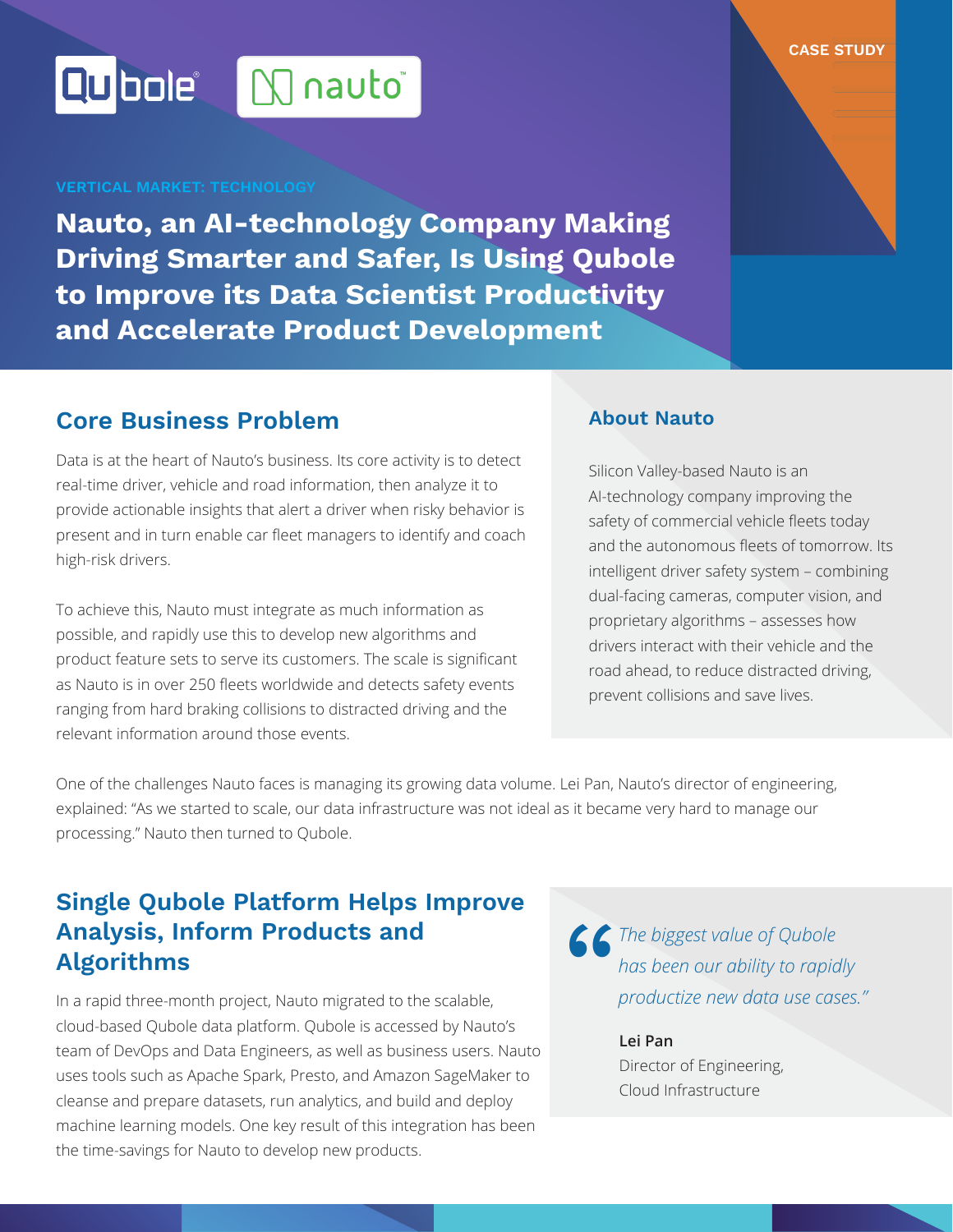CASE STUDY

VERTICAL MARKET: TECHNOLOGY

# Nauto, an AI-technology Company Making Driving Smarter and Safer, Is Using Qubole to Improve its Data Scientist Productivity and Accelerate Product Development

## Core Business Problem

Data is at the heart of Nauto's business. Its core activity is to detect real-time driver, vehicle and road information, then analyze it to provide actionable insights that alert a driver when risky behavior is present and in turn enable car fleet managers to identify and coach high-risk drivers.

To achieve this, Nauto must integrate as much information as possible, and rapidly use this to develop new algorithms and product feature sets to serve its customers. The scale is significant as Nauto is in over 250 fleets worldwide and detects safety events ranging from hard braking collisions to distracted driving and the relevant information around those events.

### About Nauto

Silicon Valley-based Nauto is an AI-technology company improving the safety of commercial vehicle fleets today and the autonomous fleets of tomorrow. Its intelligent driver safety system – combining dual-facing cameras, computer vision, and proprietary algorithms – assesses how drivers interact with their vehicle and the road ahead, to reduce distracted driving, prevent collisions and save lives.

One of the challenges Nauto faces is managing its growing data volume. Lei Pan, Nauto's director of engineering, explained: "As we started to scale, our data infrastructure was not ideal as it became very hard to manage our processing." Nauto then turned to Qubole.

## Single Qubole Platform Helps Improve Analysis, Inform Products and Algorithms

In a rapid three-month project, Nauto migrated to the scalable, cloud-based Qubole data platform. Qubole is accessed by Nauto's team of DevOps and Data Engineers, as well as business users. Nauto uses tools such as Apache Spark, Presto, and Amazon SageMaker to cleanse and prepare datasets, run analytics, and build and deploy machine learning models. One key result of this integration has been the time-savings for Nauto to develop new products.

> *"The biggest value of Qubole has been our ability to rapidly productize new data use cases."*
>
> **Lei Pan**
> Director of Engineering,
> Cloud Infrastructure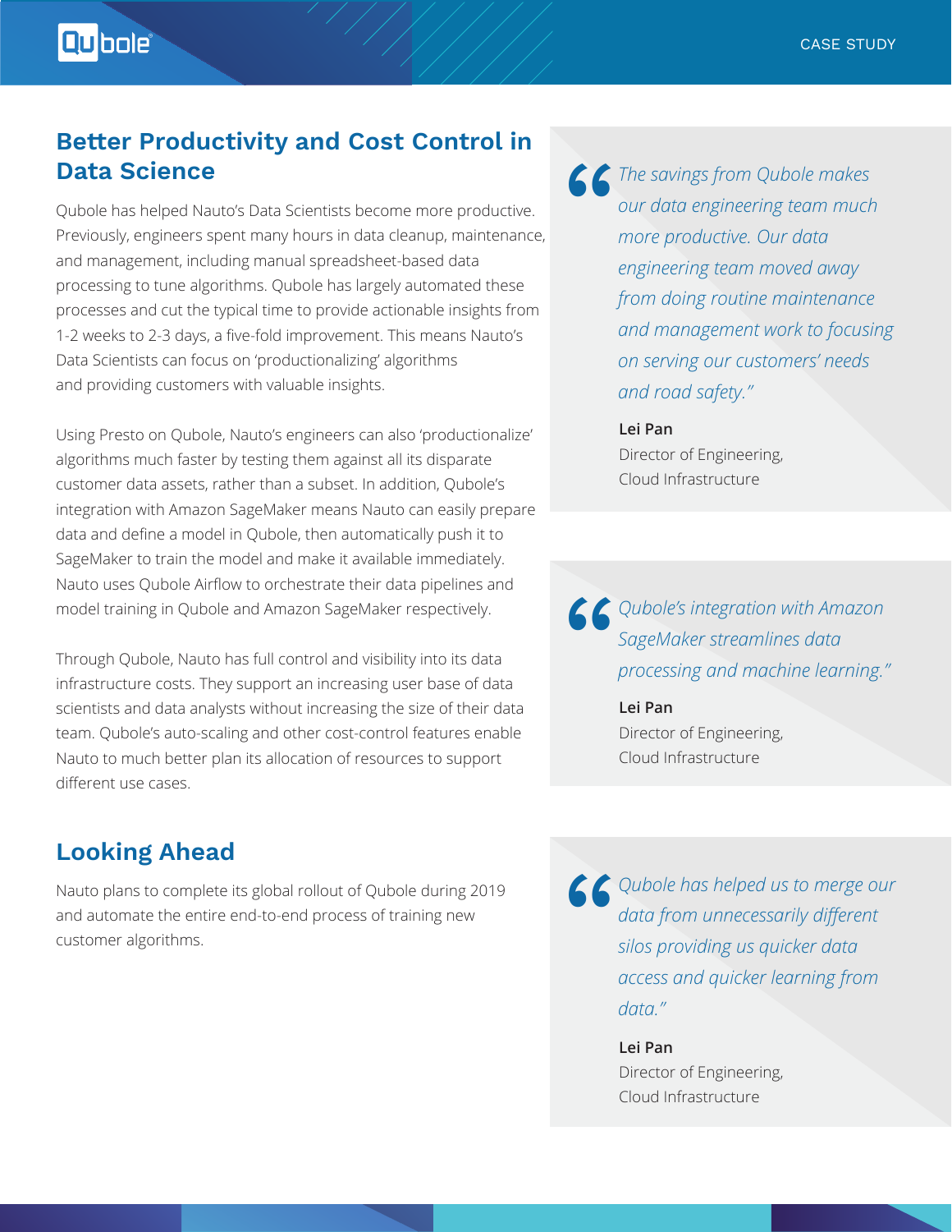## Better Productivity and Cost Control in Data Science

Qubole has helped Nauto's Data Scientists become more productive. Previously, engineers spent many hours in data cleanup, maintenance, and management, including manual spreadsheet-based data processing to tune algorithms. Qubole has largely automated these processes and cut the typical time to provide actionable insights from 1-2 weeks to 2-3 days, a five-fold improvement. This means Nauto's Data Scientists can focus on 'productionalizing' algorithms and providing customers with valuable insights.

Using Presto on Qubole, Nauto's engineers can also 'productionalize' algorithms much faster by testing them against all its disparate customer data assets, rather than a subset. In addition, Qubole's integration with Amazon SageMaker means Nauto can easily prepare data and define a model in Qubole, then automatically push it to SageMaker to train the model and make it available immediately. Nauto uses Qubole Airflow to orchestrate their data pipelines and model training in Qubole and Amazon SageMaker respectively.

Through Qubole, Nauto has full control and visibility into its data infrastructure costs. They support an increasing user base of data scientists and data analysts without increasing the size of their data team. Qubole's auto-scaling and other cost-control features enable Nauto to much better plan its allocation of resources to support different use cases.

## Looking Ahead

Nauto plans to complete its global rollout of Qubole during 2019 and automate the entire end-to-end process of training new customer algorithms.

> *"The savings from Qubole makes our data engineering team much more productive. Our data engineering team moved away from doing routine maintenance and management work to focusing on serving our customers' needs and road safety."*
>
> **Lei Pan**
> Director of Engineering,
> Cloud Infrastructure

> *"Qubole's integration with Amazon SageMaker streamlines data processing and machine learning."*
>
> **Lei Pan**
> Director of Engineering,
> Cloud Infrastructure

> *"Qubole has helped us to merge our data from unnecessarily different silos providing us quicker data access and quicker learning from data."*
>
> **Lei Pan**
> Director of Engineering,
> Cloud Infrastructure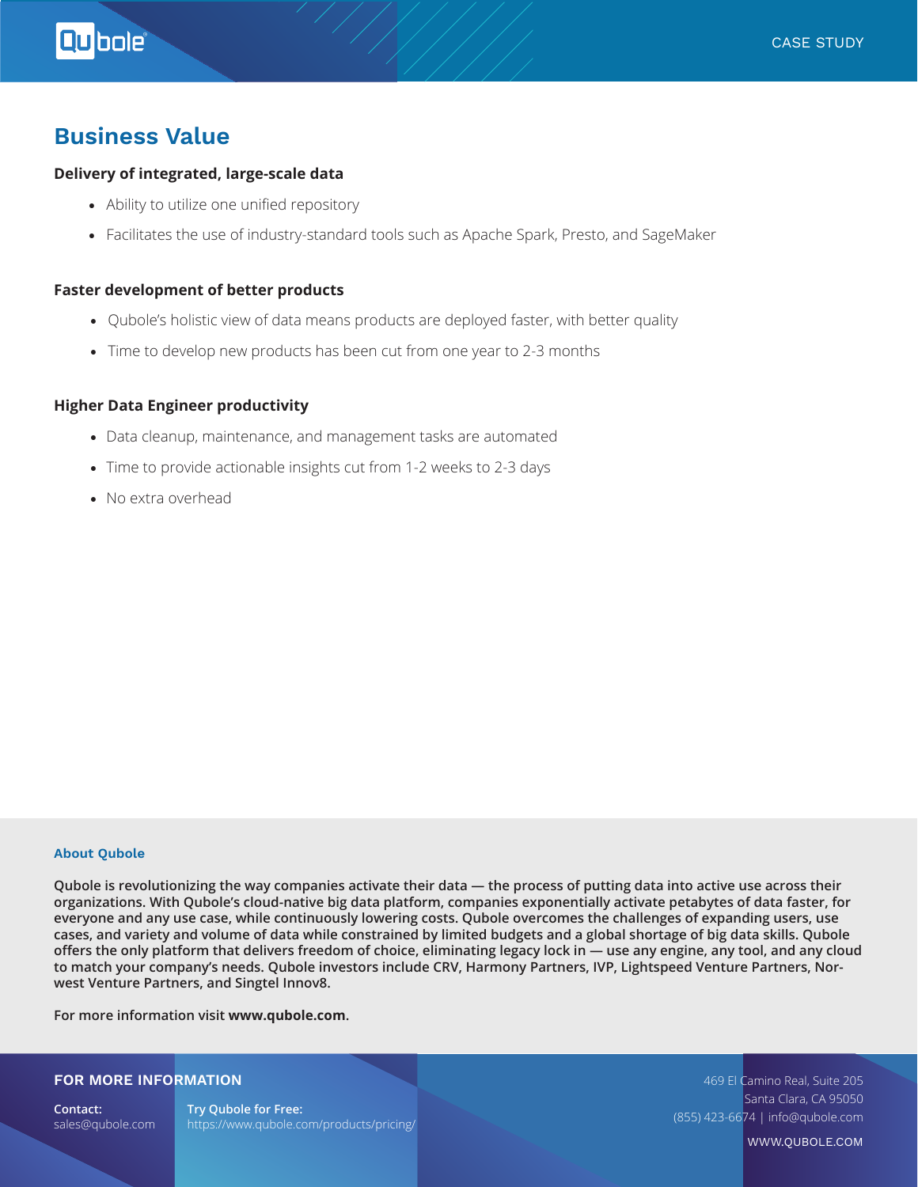## Business Value

### Delivery of integrated, large-scale data

- Ability to utilize one unified repository
- Facilitates the use of industry-standard tools such as Apache Spark, Presto, and SageMaker

### Faster development of better products

- Qubole's holistic view of data means products are deployed faster, with better quality
- Time to develop new products has been cut from one year to 2-3 months

### Higher Data Engineer productivity

- Data cleanup, maintenance, and management tasks are automated
- Time to provide actionable insights cut from 1-2 weeks to 2-3 days
- No extra overhead

#### About Qubole

**Qubole is revolutionizing the way companies activate their data — the process of putting data into active use across their organizations. With Qubole's cloud-native big data platform, companies exponentially activate petabytes of data faster, for everyone and any use case, while continuously lowering costs. Qubole overcomes the challenges of expanding users, use cases, and variety and volume of data while constrained by limited budgets and a global shortage of big data skills. Qubole offers the only platform that delivers freedom of choice, eliminating legacy lock in — use any engine, any tool, and any cloud to match your company's needs. Qubole investors include CRV, Harmony Partners, IVP, Lightspeed Venture Partners, Norwest Venture Partners, and Singtel Innov8.**

**For more information visit www.qubole.com.**

#### FOR MORE INFORMATION

**Contact:**
sales@qubole.com

**Try Qubole for Free:**
https://www.qubole.com/products/pricing/

469 El Camino Real, Suite 205
Santa Clara, CA 95050
(855) 423-6674 | info@qubole.com

WWW.QUBOLE.COM